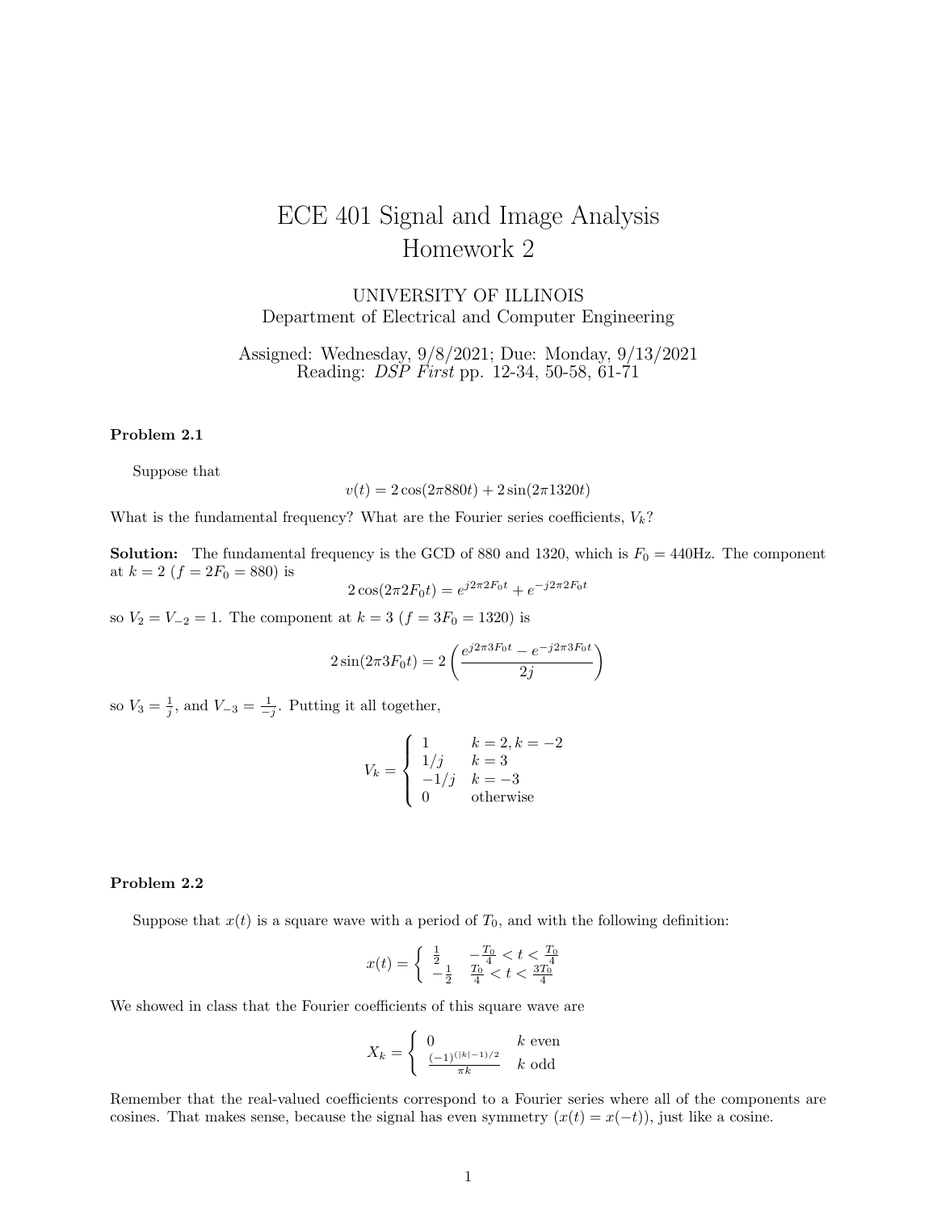# ECE 401 Signal and Image Analysis Homework 2

UNIVERSITY OF ILLINOIS
Department of Electrical and Computer Engineering

Assigned: Wednesday, 9/8/2021; Due: Monday, 9/13/2021
Reading: *DSP First* pp. 12-34, 50-58, 61-71

### Problem 2.1

Suppose that

$$v(t) = 2\cos(2\pi 880t) + 2\sin(2\pi 1320t)$$

What is the fundamental frequency? What are the Fourier series coefficients, $V_k$?

**Solution:** The fundamental frequency is the GCD of 880 and 1320, which is $F_0 = 440$Hz. The component at $k = 2$ ($f = 2F_0 = 880$) is

$$2\cos(2\pi 2F_0 t) = e^{j2\pi 2F_0 t} + e^{-j2\pi 2F_0 t}$$

so $V_2 = V_{-2} = 1$. The component at $k = 3$ ($f = 3F_0 = 1320$) is

$$2\sin(2\pi 3F_0 t) = 2\left(\frac{e^{j2\pi 3F_0 t} - e^{-j2\pi 3F_0 t}}{2j}\right)$$

so $V_3 = \frac{1}{j}$, and $V_{-3} = \frac{1}{-j}$. Putting it all together,

$$V_k = \begin{cases} 1 & k = 2, k = -2 \\ 1/j & k = 3 \\ -1/j & k = -3 \\ 0 & \text{otherwise} \end{cases}$$

### Problem 2.2

Suppose that $x(t)$ is a square wave with a period of $T_0$, and with the following definition:

$$x(t) = \begin{cases} \frac{1}{2} & -\frac{T_0}{4} < t < \frac{T_0}{4} \\ -\frac{1}{2} & \frac{T_0}{4} < t < \frac{3T_0}{4} \end{cases}$$

We showed in class that the Fourier coefficients of this square wave are

$$X_k = \begin{cases} 0 & k \text{ even} \\ \frac{(-1)^{((|k|-1)/2}}{\pi k} & k \text{ odd} \end{cases}$$

Remember that the real-valued coefficients correspond to a Fourier series where all of the components are cosines. That makes sense, because the signal has even symmetry ($x(t) = x(-t)$), just like a cosine.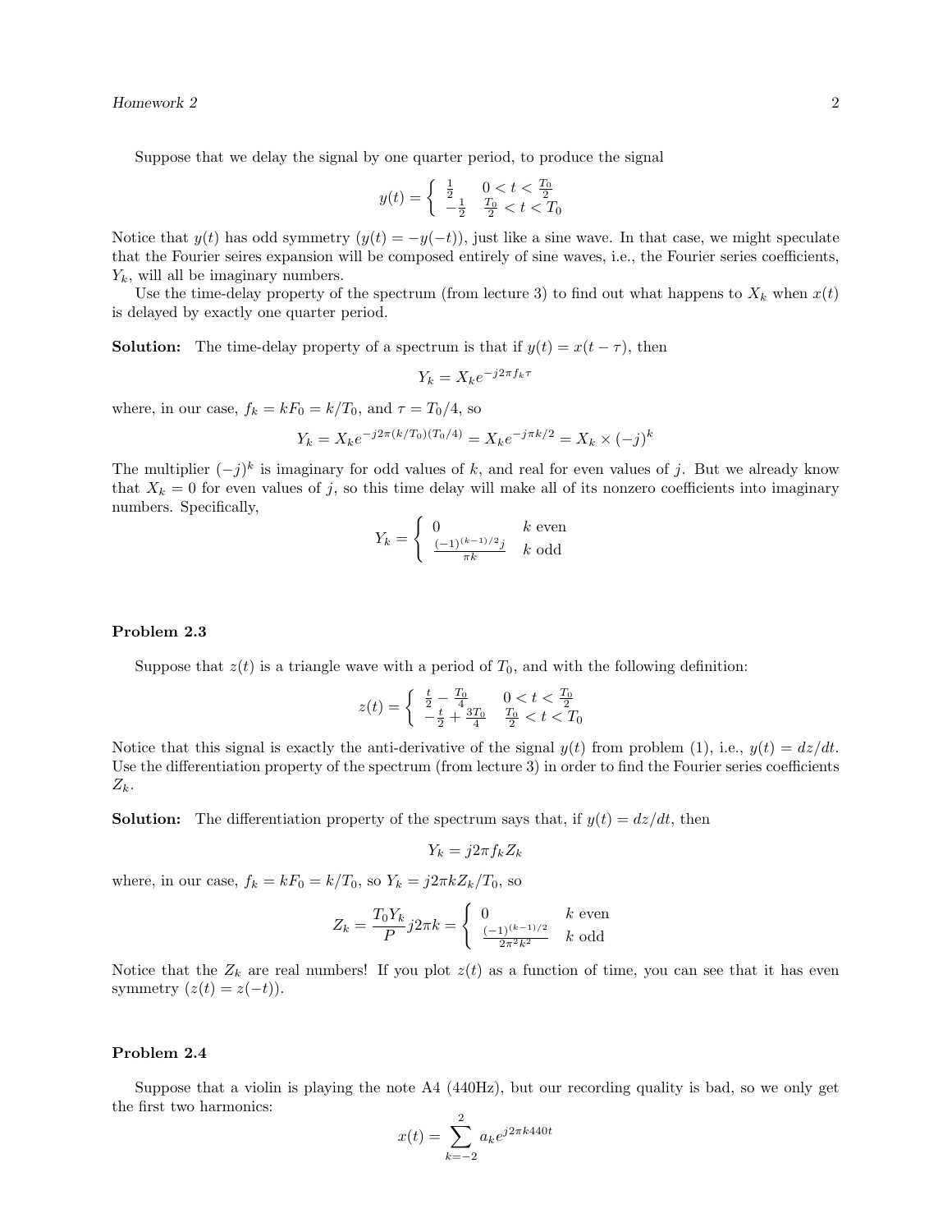Suppose that we delay the signal by one quarter period, to produce the signal

$$y(t) = \begin{cases} \frac{1}{2} & 0 < t < \frac{T_0}{2} \\ -\frac{1}{2} & \frac{T_0}{2} < t < T_0 \end{cases}$$

Notice that $y(t)$ has odd symmetry ($y(t) = -y(-t)$), just like a sine wave. In that case, we might speculate that the Fourier seires expansion will be composed entirely of sine waves, i.e., the Fourier series coefficients, $Y_k$, will all be imaginary numbers.

Use the time-delay property of the spectrum (from lecture 3) to find out what happens to $X_k$ when $x(t)$ is delayed by exactly one quarter period.

**Solution:** The time-delay property of a spectrum is that if $y(t) = x(t - \tau)$, then

$$Y_k = X_k e^{-j2\pi f_k \tau}$$

where, in our case, $f_k = kF_0 = k/T_0$, and $\tau = T_0/4$, so

$$Y_k = X_k e^{-j2\pi(k/T_0)(T_0/4)} = X_k e^{-j\pi k/2} = X_k \times (-j)^k$$

The multiplier $(-j)^k$ is imaginary for odd values of $k$, and real for even values of $j$. But we already know that $X_k = 0$ for even values of $j$, so this time delay will make all of its nonzero coefficients into imaginary numbers. Specifically,

$$Y_k = \begin{cases} 0 & k \text{ even} \\ \frac{(-1)^{(k-1)/2} j}{\pi k} & k \text{ odd} \end{cases}$$

### Problem 2.3

Suppose that $z(t)$ is a triangle wave with a period of $T_0$, and with the following definition:

$$z(t) = \begin{cases} \frac{t}{2} - \frac{T_0}{4} & 0 < t < \frac{T_0}{2} \\ -\frac{t}{2} + \frac{3T_0}{4} & \frac{T_0}{2} < t < T_0 \end{cases}$$

Notice that this signal is exactly the anti-derivative of the signal $y(t)$ from problem (1), i.e., $y(t) = dz/dt$. Use the differentiation property of the spectrum (from lecture 3) in order to find the Fourier series coefficients $Z_k$.

**Solution:** The differentiation property of the spectrum says that, if $y(t) = dz/dt$, then

$$Y_k = j2\pi f_k Z_k$$

where, in our case, $f_k = kF_0 = k/T_0$, so $Y_k = j2\pi k Z_k/T_0$, so

$$Z_k = \frac{T_0 Y_k}{P} j2\pi k = \begin{cases} 0 & k \text{ even} \\ \frac{(-1)^{(k-1)/2}}{2\pi^2 k^2} & k \text{ odd} \end{cases}$$

Notice that the $Z_k$ are real numbers! If you plot $z(t)$ as a function of time, you can see that it has even symmetry ($z(t) = z(-t)$).

### Problem 2.4

Suppose that a violin is playing the note A4 (440Hz), but our recording quality is bad, so we only get the first two harmonics:

$$x(t) = \sum_{k=-2}^{2} a_k e^{j2\pi k 440 t}$$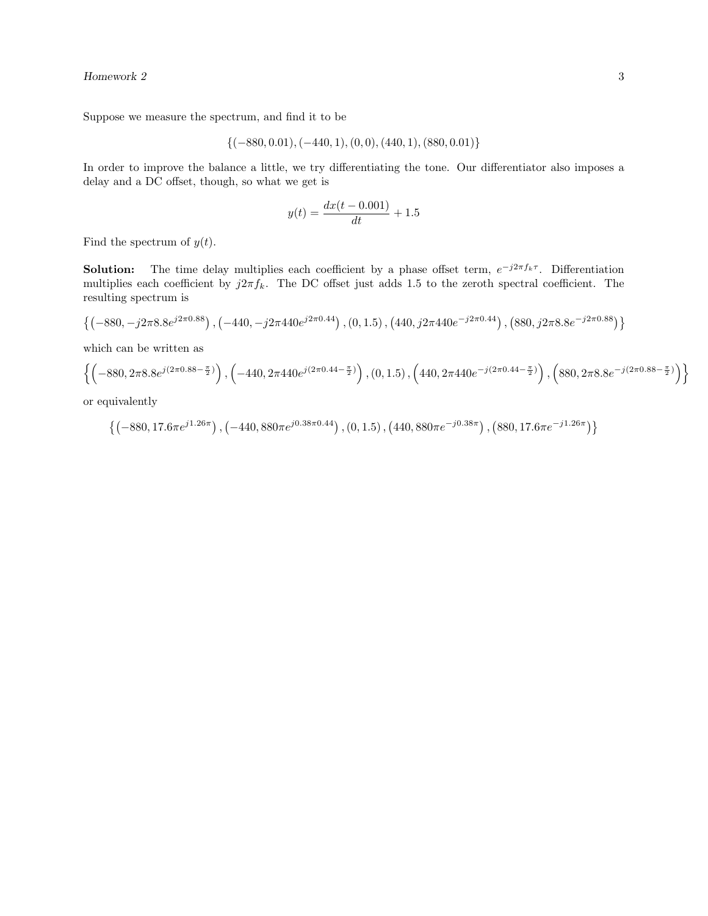Suppose we measure the spectrum, and find it to be

$$\{(-880, 0.01), (-440, 1), (0, 0), (440, 1), (880, 0.01)\}$$

In order to improve the balance a little, we try differentiating the tone. Our differentiator also imposes a delay and a DC offset, though, so what we get is

$$y(t) = \frac{dx(t - 0.001)}{dt} + 1.5$$

Find the spectrum of $y(t)$.

**Solution:** The time delay multiplies each coefficient by a phase offset term, $e^{-j2\pi f_k \tau}$. Differentiation multiplies each coefficient by $j2\pi f_k$. The DC offset just adds 1.5 to the zeroth spectral coefficient. The resulting spectrum is

$$\left\{\left(-880, -j2\pi 8.8e^{j2\pi 0.88}\right), \left(-440, -j2\pi 440e^{j2\pi 0.44}\right), (0, 1.5), \left(440, j2\pi 440e^{-j2\pi 0.44}\right), \left(880, j2\pi 8.8e^{-j2\pi 0.88}\right)\right\}$$

which can be written as

$$\left\{\left(-880, 2\pi 8.8e^{j(2\pi 0.88-\frac{\pi}{2})}\right), \left(-440, 2\pi 440e^{j(2\pi 0.44-\frac{\pi}{2})}\right), (0, 1.5), \left(440, 2\pi 440e^{-j(2\pi 0.44-\frac{\pi}{2})}\right), \left(880, 2\pi 8.8e^{-j(2\pi 0.88-\frac{\pi}{2})}\right)\right\}$$

or equivalently

$$\left\{\left(-880, 17.6\pi e^{j1.26\pi}\right), \left(-440, 880\pi e^{j0.38\pi 0.44}\right), (0, 1.5), \left(440, 880\pi e^{-j0.38\pi}\right), \left(880, 17.6\pi e^{-j1.26\pi}\right)\right\}$$